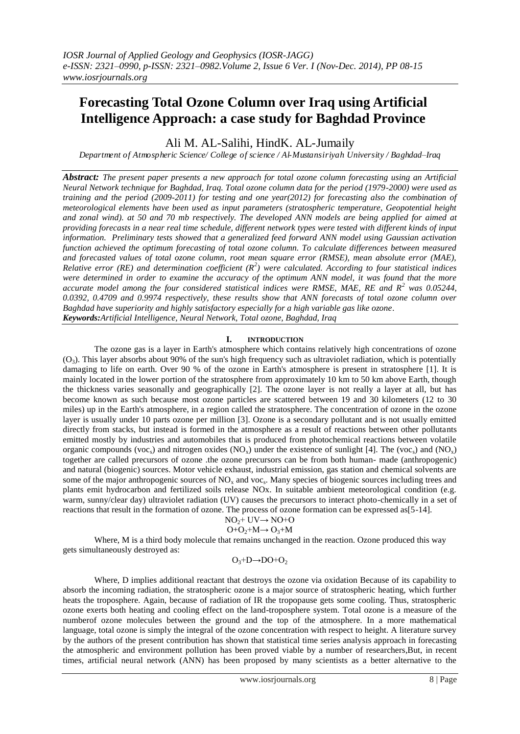# Forecasting Total Ozone Column over Iraq using Artificial Intelligence Approach: a case study for Baghdad Province

Ali M. AL-Salihi, HindK. AL-Jumaily

*Department of Atmospheric Science/ College of science / Al-Mustansiriyah University / Baghdad–Iraq*

***Abstract:*** *The present paper presents a new approach for total ozone column forecasting using an Artificial Neural Network technique for Baghdad, Iraq. Total ozone column data for the period (1979-2000) were used as training and the period (2009-2011) for testing and one year(2012) for forecasting also the combination of meteorological elements have been used as input parameters (stratospheric temperature, Geopotential height and zonal wind). at 50 and 70 mb respectively. The developed ANN models are being applied for aimed at providing forecasts in a near real time schedule, different network types were tested with different kinds of input information. Preliminary tests showed that a generalized feed forward ANN model using Gaussian activation function achieved the optimum forecasting of total ozone column. To calculate differences between measured and forecasted values of total ozone column, root mean square error (RMSE), mean absolute error (MAE), Relative error (RE) and determination coefficient ($R^2$) were calculated. According to four statistical indices were determined in order to examine the accuracy of the optimum ANN model, it was found that the more accurate model among the four considered statistical indices were RMSE, MAE, RE and $R^2$ was 0.05244, 0.0392, 0.4709 and 0.9974 respectively, these results show that ANN forecasts of total ozone column over Baghdad have superiority and highly satisfactory especially for a high variable gas like ozone.*

***Keywords:****Artificial Intelligence, Neural Network, Total ozone, Baghdad, Iraq*

## I. INTRODUCTION

The ozone gas is a layer in Earth's atmosphere which contains relatively high concentrations of ozone ($O_3$). This layer absorbs about 90% of the sun's high frequency such as ultraviolet radiation, which is potentially damaging to life on earth. Over 90 % of the ozone in Earth's atmosphere is present in stratosphere [1]. It is mainly located in the lower portion of the stratosphere from approximately 10 km to 50 km above Earth, though the thickness varies seasonally and geographically [2]. The ozone layer is not really a layer at all, but has become known as such because most ozone particles are scattered between 19 and 30 kilometers (12 to 30 miles) up in the Earth's atmosphere, in a region called the stratosphere. The concentration of ozone in the ozone layer is usually under 10 parts ozone per million [3]. Ozone is a secondary pollutant and is not usually emitted directly from stacks, but instead is formed in the atmosphere as a result of reactions between other pollutants emitted mostly by industries and automobiles that is produced from photochemical reactions between volatile organic compounds ($voc_s$) and nitrogen oxides ($NO_x$) under the existence of sunlight [4]. The ($voc_s$) and ($NO_x$) together are called precursors of ozone .the ozone precursors can be from both human- made (anthropogenic) and natural (biogenic) sources. Motor vehicle exhaust, industrial emission, gas station and chemical solvents are some of the major anthropogenic sources of $NO_x$ and $voc_s$. Many species of biogenic sources including trees and plants emit hydrocarbon and fertilized soils release NOx. In suitable ambient meteorological condition (e.g. warm, sunny/clear day) ultraviolet radiation (UV) causes the precursors to interact photo-chemically in a set of reactions that result in the formation of ozone. The process of ozone formation can be expressed as[5-14].

$$NO_2 + UV \rightarrow NO + O$$
$$O + O_2 + M \rightarrow O_3 + M$$

Where, M is a third body molecule that remains unchanged in the reaction. Ozone produced this way gets simultaneously destroyed as:

$$O_3 + D \rightarrow DO + O_2$$

Where, D implies additional reactant that destroys the ozone via oxidation Because of its capability to absorb the incoming radiation, the stratospheric ozone is a major source of stratospheric heating, which further heats the troposphere. Again, because of radiation of IR the tropopause gets some cooling. Thus, stratospheric ozone exerts both heating and cooling effect on the land-troposphere system. Total ozone is a measure of the numberof ozone molecules between the ground and the top of the atmosphere. In a more mathematical language, total ozone is simply the integral of the ozone concentration with respect to height. A literature survey by the authors of the present contribution has shown that statistical time series analysis approach in forecasting the atmospheric and environment pollution has been proved viable by a number of researchers,But, in recent times, artificial neural network (ANN) has been proposed by many scientists as a better alternative to the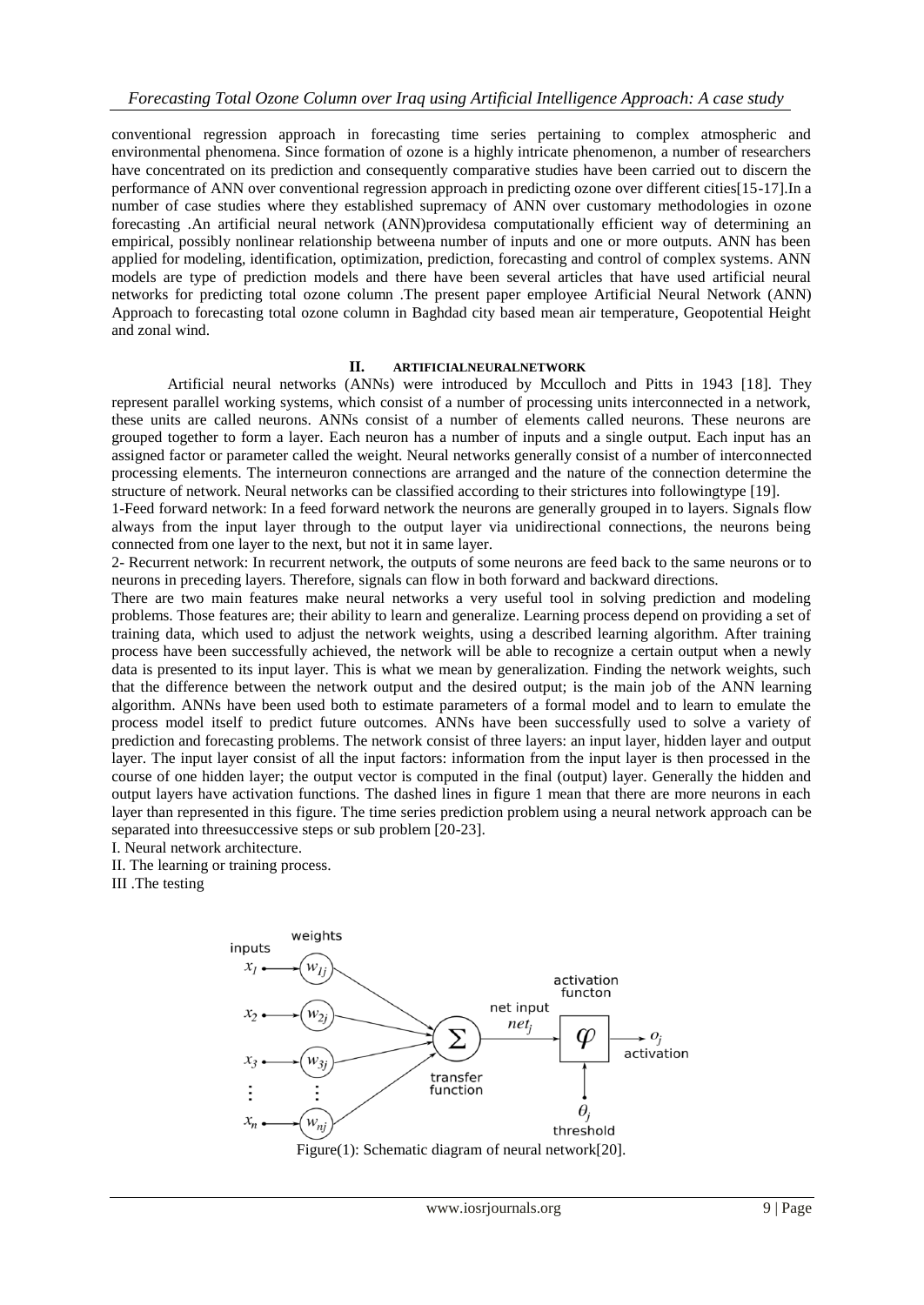conventional regression approach in forecasting time series pertaining to complex atmospheric and environmental phenomena. Since formation of ozone is a highly intricate phenomenon, a number of researchers have concentrated on its prediction and consequently comparative studies have been carried out to discern the performance of ANN over conventional regression approach in predicting ozone over different cities[15-17].In a number of case studies where they established supremacy of ANN over customary methodologies in ozone forecasting .An artificial neural network (ANN)providesa computationally efficient way of determining an empirical, possibly nonlinear relationship betweena number of inputs and one or more outputs. ANN has been applied for modeling, identification, optimization, prediction, forecasting and control of complex systems. ANN models are type of prediction models and there have been several articles that have used artificial neural networks for predicting total ozone column .The present paper employee Artificial Neural Network (ANN) Approach to forecasting total ozone column in Baghdad city based mean air temperature, Geopotential Height and zonal wind.

## II. ARTIFICIALNEURALNETWORK

Artificial neural networks (ANNs) were introduced by Mcculloch and Pitts in 1943 [18]. They represent parallel working systems, which consist of a number of processing units interconnected in a network, these units are called neurons. ANNs consist of a number of elements called neurons. These neurons are grouped together to form a layer. Each neuron has a number of inputs and a single output. Each input has an assigned factor or parameter called the weight. Neural networks generally consist of a number of interconnected processing elements. The interneuron connections are arranged and the nature of the connection determine the structure of network. Neural networks can be classified according to their strictures into followingtype [19].

1-Feed forward network: In a feed forward network the neurons are generally grouped in to layers. Signals flow always from the input layer through to the output layer via unidirectional connections, the neurons being connected from one layer to the next, but not it in same layer.

2- Recurrent network: In recurrent network, the outputs of some neurons are feed back to the same neurons or to neurons in preceding layers. Therefore, signals can flow in both forward and backward directions.

There are two main features make neural networks a very useful tool in solving prediction and modeling problems. Those features are; their ability to learn and generalize. Learning process depend on providing a set of training data, which used to adjust the network weights, using a described learning algorithm. After training process have been successfully achieved, the network will be able to recognize a certain output when a newly data is presented to its input layer. This is what we mean by generalization. Finding the network weights, such that the difference between the network output and the desired output; is the main job of the ANN learning algorithm. ANNs have been used both to estimate parameters of a formal model and to learn to emulate the process model itself to predict future outcomes. ANNs have been successfully used to solve a variety of prediction and forecasting problems. The network consist of three layers: an input layer, hidden layer and output layer. The input layer consist of all the input factors: information from the input layer is then processed in the course of one hidden layer; the output vector is computed in the final (output) layer. Generally the hidden and output layers have activation functions. The dashed lines in figure 1 mean that there are more neurons in each layer than represented in this figure. The time series prediction problem using a neural network approach can be separated into threesuccessive steps or sub problem [20-23].

I. Neural network architecture.

II. The learning or training process.

III .The testing

Figure(1): Schematic diagram of neural network[20].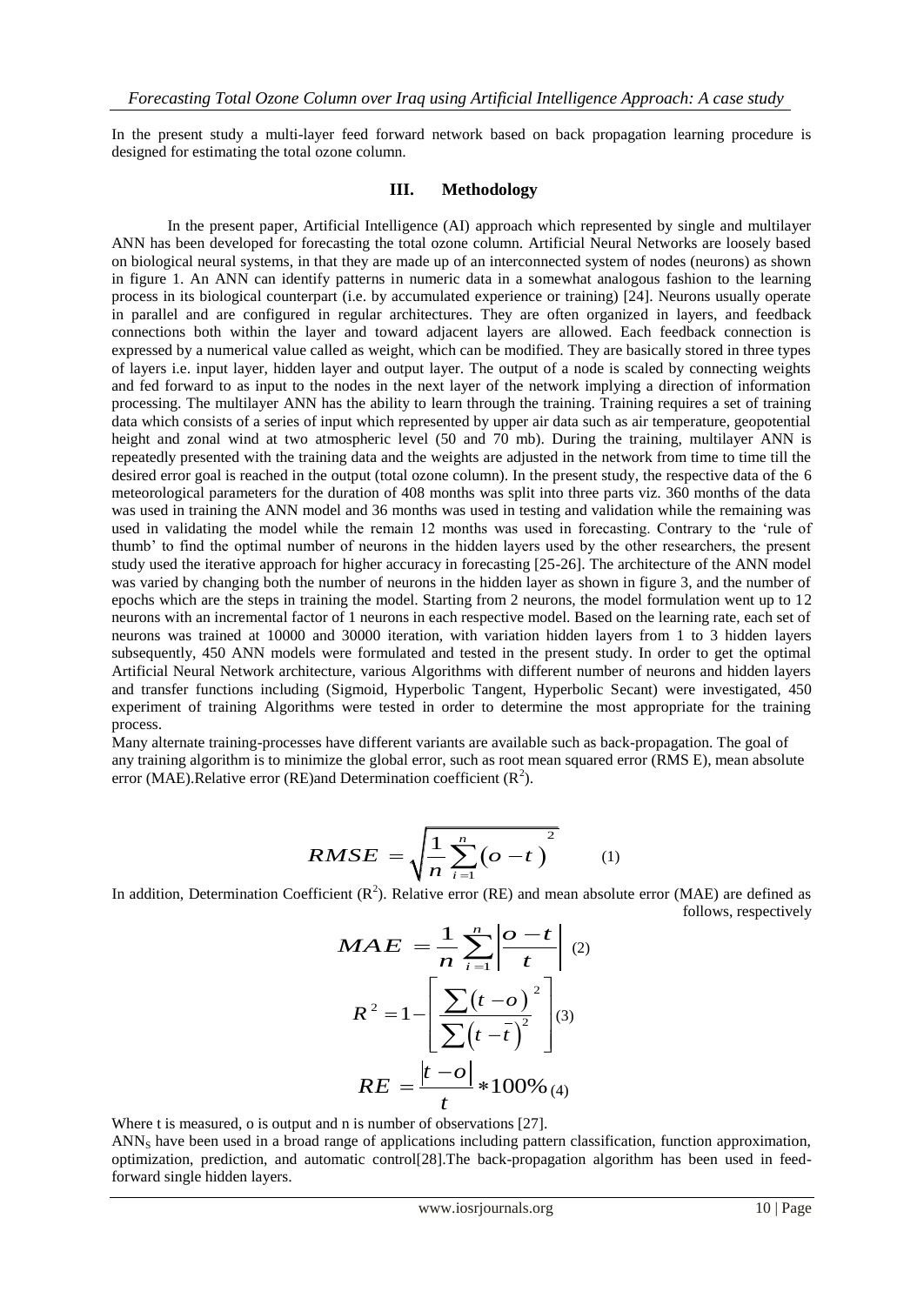In the present study a multi-layer feed forward network based on back propagation learning procedure is designed for estimating the total ozone column.

## III. Methodology

In the present paper, Artificial Intelligence (AI) approach which represented by single and multilayer ANN has been developed for forecasting the total ozone column. Artificial Neural Networks are loosely based on biological neural systems, in that they are made up of an interconnected system of nodes (neurons) as shown in figure 1. An ANN can identify patterns in numeric data in a somewhat analogous fashion to the learning process in its biological counterpart (i.e. by accumulated experience or training) [24]. Neurons usually operate in parallel and are configured in regular architectures. They are often organized in layers, and feedback connections both within the layer and toward adjacent layers are allowed. Each feedback connection is expressed by a numerical value called as weight, which can be modified. They are basically stored in three types of layers i.e. input layer, hidden layer and output layer. The output of a node is scaled by connecting weights and fed forward to as input to the nodes in the next layer of the network implying a direction of information processing. The multilayer ANN has the ability to learn through the training. Training requires a set of training data which consists of a series of input which represented by upper air data such as air temperature, geopotential height and zonal wind at two atmospheric level (50 and 70 mb). During the training, multilayer ANN is repeatedly presented with the training data and the weights are adjusted in the network from time to time till the desired error goal is reached in the output (total ozone column). In the present study, the respective data of the 6 meteorological parameters for the duration of 408 months was split into three parts viz. 360 months of the data was used in training the ANN model and 36 months was used in testing and validation while the remaining was used in validating the model while the remain 12 months was used in forecasting. Contrary to the 'rule of thumb' to find the optimal number of neurons in the hidden layers used by the other researchers, the present study used the iterative approach for higher accuracy in forecasting [25-26]. The architecture of the ANN model was varied by changing both the number of neurons in the hidden layer as shown in figure 3, and the number of epochs which are the steps in training the model. Starting from 2 neurons, the model formulation went up to 12 neurons with an incremental factor of 1 neurons in each respective model. Based on the learning rate, each set of neurons was trained at 10000 and 30000 iteration, with variation hidden layers from 1 to 3 hidden layers subsequently, 450 ANN models were formulated and tested in the present study. In order to get the optimal Artificial Neural Network architecture, various Algorithms with different number of neurons and hidden layers and transfer functions including (Sigmoid, Hyperbolic Tangent, Hyperbolic Secant) were investigated, 450 experiment of training Algorithms were tested in order to determine the most appropriate for the training process.

Many alternate training-processes have different variants are available such as back-propagation. The goal of any training algorithm is to minimize the global error, such as root mean squared error (RMS E), mean absolute error (MAE).Relative error (RE)and Determination coefficient ($R^2$).

$$RMSE = \sqrt{\frac{1}{n}\sum_{i=1}^{n}(o-t)^{2}} \qquad (1)$$

In addition, Determination Coefficient ($R^2$). Relative error (RE) and mean absolute error (MAE) are defined as follows, respectively

$$MAE = \frac{1}{n}\sum_{i=1}^{n}\left|\frac{o-t}{t}\right| \qquad (2)$$

$$R^{2} = 1-\left[\frac{\sum(t-o)^{2}}{\sum(t-\bar{t})^{2}}\right] \qquad (3)$$

$$RE = \frac{|t-o|}{t} * 100\% \qquad (4)$$

Where t is measured, o is output and n is number of observations [27].

$ANN_S$ have been used in a broad range of applications including pattern classification, function approximation, optimization, prediction, and automatic control[28].The back-propagation algorithm has been used in feed-forward single hidden layers.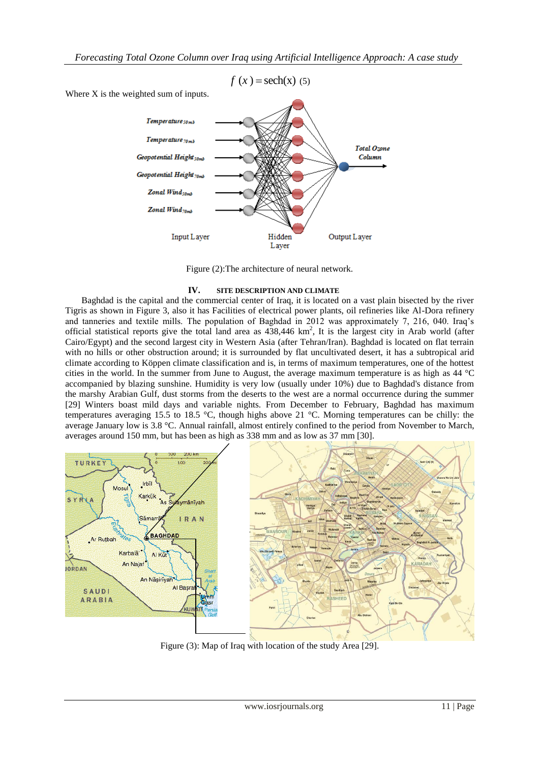$$f(x) = \text{sech}(x) \quad (5)$$

Where X is the weighted sum of inputs.

Figure (2):The architecture of neural network.

## IV. SITE DESCRIPTION AND CLIMATE

Baghdad is the capital and the commercial center of Iraq, it is located on a vast plain bisected by the river Tigris as shown in Figure 3, also it has Facilities of electrical power plants, oil refineries like Al-Dora refinery and tanneries and textile mills. The population of Baghdad in 2012 was approximately 7, 216, 040. Iraq's official statistical reports give the total land area as 438,446 km$^2$, It is the largest city in Arab world (after Cairo/Egypt) and the second largest city in Western Asia (after Tehran/Iran). Baghdad is located on flat terrain with no hills or other obstruction around; it is surrounded by flat uncultivated desert, it has a subtropical arid climate according to Köppen climate classification and is, in terms of maximum temperatures, one of the hottest cities in the world. In the summer from June to August, the average maximum temperature is as high as 44 °C accompanied by blazing sunshine. Humidity is very low (usually under 10%) due to Baghdad's distance from the marshy Arabian Gulf, dust storms from the deserts to the west are a normal occurrence during the summer [29] Winters boast mild days and variable nights. From December to February, Baghdad has maximum temperatures averaging 15.5 to 18.5 °C, though highs above 21 °C. Morning temperatures can be chilly: the average January low is 3.8 °C. Annual rainfall, almost entirely confined to the period from November to March, averages around 150 mm, but has been as high as 338 mm and as low as 37 mm [30].

Figure (3): Map of Iraq with location of the study Area [29].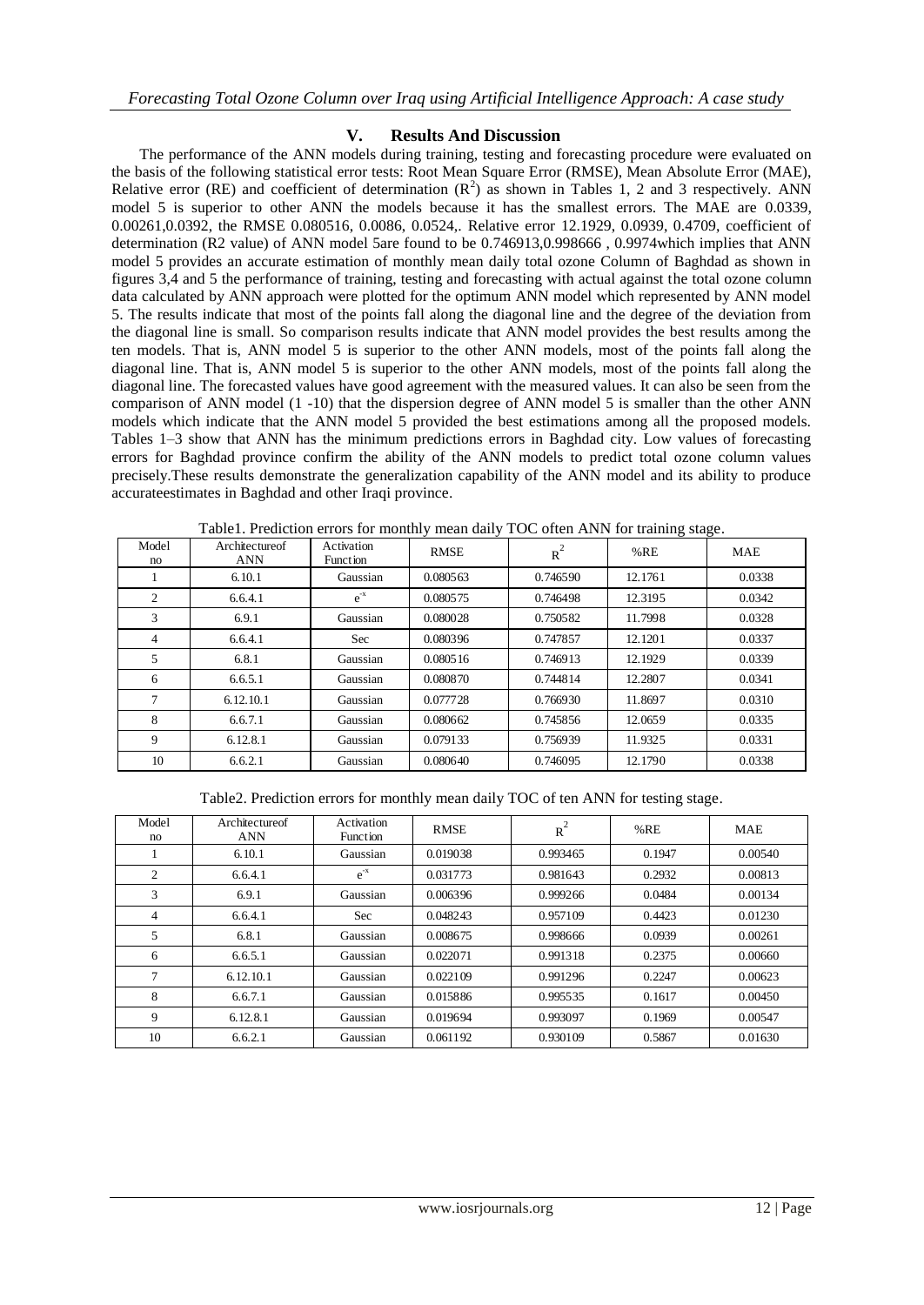## V. Results And Discussion

The performance of the ANN models during training, testing and forecasting procedure were evaluated on the basis of the following statistical error tests: Root Mean Square Error (RMSE), Mean Absolute Error (MAE), Relative error (RE) and coefficient of determination ($R^2$) as shown in Tables 1, 2 and 3 respectively. ANN model 5 is superior to other ANN the models because it has the smallest errors. The MAE are 0.0339, 0.00261,0.0392, the RMSE 0.080516, 0.0086, 0.0524,. Relative error 12.1929, 0.0939, 0.4709, coefficient of determination (R2 value) of ANN model 5are found to be 0.746913,0.998666 , 0.9974which implies that ANN model 5 provides an accurate estimation of monthly mean daily total ozone Column of Baghdad as shown in figures 3,4 and 5 the performance of training, testing and forecasting with actual against the total ozone column data calculated by ANN approach were plotted for the optimum ANN model which represented by ANN model 5. The results indicate that most of the points fall along the diagonal line and the degree of the deviation from the diagonal line is small. So comparison results indicate that ANN model provides the best results among the ten models. That is, ANN model 5 is superior to the other ANN models, most of the points fall along the diagonal line. That is, ANN model 5 is superior to the other ANN models, most of the points fall along the diagonal line. The forecasted values have good agreement with the measured values. It can also be seen from the comparison of ANN model (1 -10) that the dispersion degree of ANN model 5 is smaller than the other ANN models which indicate that the ANN model 5 provided the best estimations among all the proposed models. Tables 1–3 show that ANN has the minimum predictions errors in Baghdad city. Low values of forecasting errors for Baghdad province confirm the ability of the ANN models to predict total ozone column values precisely.These results demonstrate the generalization capability of the ANN model and its ability to produce accurateestimates in Baghdad and other Iraqi province.

Table1. Prediction errors for monthly mean daily TOC often ANN for training stage.

| Model no | Architectureof ANN | Activation Function | RMSE | $R^2$ | %RE | MAE |
|---|---|---|---|---|---|---|
| 1 | 6.10.1 | Gaussian | 0.080563 | 0.746590 | 12.1761 | 0.0338 |
| 2 | 6.6.4.1 | $e^{-x}$ | 0.080575 | 0.746498 | 12.3195 | 0.0342 |
| 3 | 6.9.1 | Gaussian | 0.080028 | 0.750582 | 11.7998 | 0.0328 |
| 4 | 6.6.4.1 | Sec | 0.080396 | 0.747857 | 12.1201 | 0.0337 |
| 5 | 6.8.1 | Gaussian | 0.080516 | 0.746913 | 12.1929 | 0.0339 |
| 6 | 6.6.5.1 | Gaussian | 0.080870 | 0.744814 | 12.2807 | 0.0341 |
| 7 | 6.12.10.1 | Gaussian | 0.077728 | 0.766930 | 11.8697 | 0.0310 |
| 8 | 6.6.7.1 | Gaussian | 0.080662 | 0.745856 | 12.0659 | 0.0335 |
| 9 | 6.12.8.1 | Gaussian | 0.079133 | 0.756939 | 11.9325 | 0.0331 |
| 10 | 6.6.2.1 | Gaussian | 0.080640 | 0.746095 | 12.1790 | 0.0338 |

Table2. Prediction errors for monthly mean daily TOC of ten ANN for testing stage.

| Model no | Architectureof ANN | Activation Function | RMSE | $R^2$ | %RE | MAE |
|---|---|---|---|---|---|---|
| 1 | 6.10.1 | Gaussian | 0.019038 | 0.993465 | 0.1947 | 0.00540 |
| 2 | 6.6.4.1 | $e^{-x}$ | 0.031773 | 0.981643 | 0.2932 | 0.00813 |
| 3 | 6.9.1 | Gaussian | 0.006396 | 0.999266 | 0.0484 | 0.00134 |
| 4 | 6.6.4.1 | Sec | 0.048243 | 0.957109 | 0.4423 | 0.01230 |
| 5 | 6.8.1 | Gaussian | 0.008675 | 0.998666 | 0.0939 | 0.00261 |
| 6 | 6.6.5.1 | Gaussian | 0.022071 | 0.991318 | 0.2375 | 0.00660 |
| 7 | 6.12.10.1 | Gaussian | 0.022109 | 0.991296 | 0.2247 | 0.00623 |
| 8 | 6.6.7.1 | Gaussian | 0.015886 | 0.995535 | 0.1617 | 0.00450 |
| 9 | 6.12.8.1 | Gaussian | 0.019694 | 0.993097 | 0.1969 | 0.00547 |
| 10 | 6.6.2.1 | Gaussian | 0.061192 | 0.930109 | 0.5867 | 0.01630 |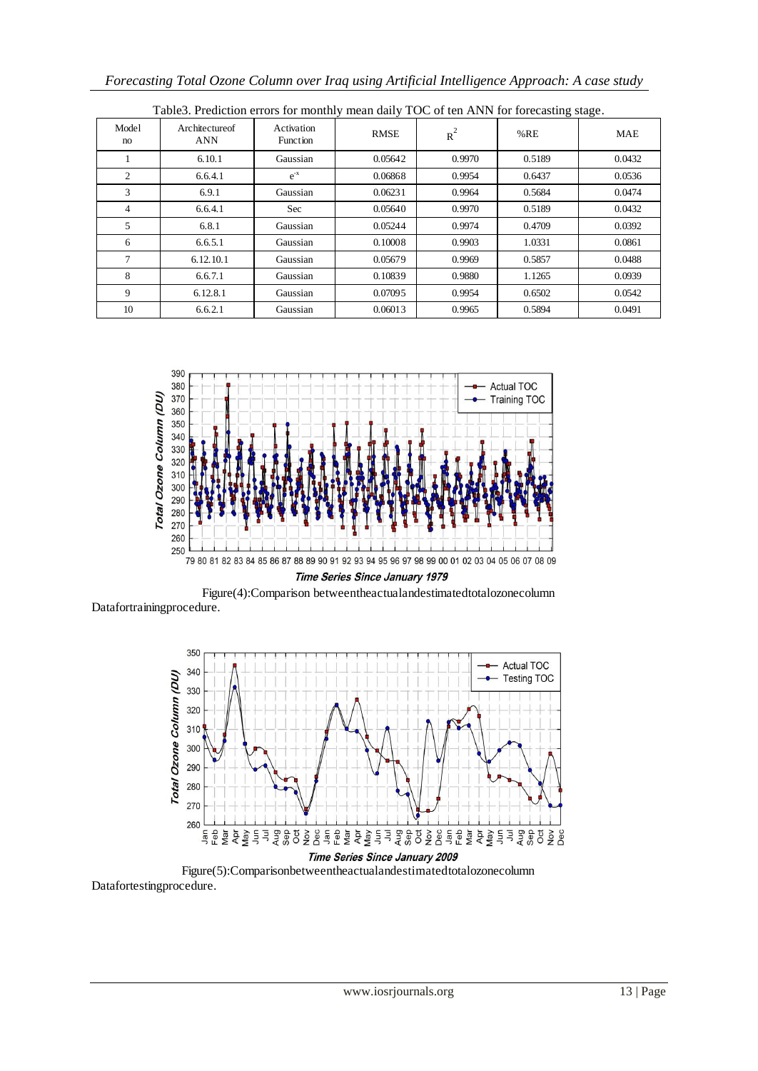Table3. Prediction errors for monthly mean daily TOC of ten ANN for forecasting stage.

| Model no | Architectureof ANN | Activation Function | RMSE | $R^2$ | %RE | MAE |
|---|---|---|---|---|---|---|
| 1 | 6.10.1 | Gaussian | 0.05642 | 0.9970 | 0.5189 | 0.0432 |
| 2 | 6.6.4.1 | $e^{-x}$ | 0.06868 | 0.9954 | 0.6437 | 0.0536 |
| 3 | 6.9.1 | Gaussian | 0.06231 | 0.9964 | 0.5684 | 0.0474 |
| 4 | 6.6.4.1 | Sec | 0.05640 | 0.9970 | 0.5189 | 0.0432 |
| 5 | 6.8.1 | Gaussian | 0.05244 | 0.9974 | 0.4709 | 0.0392 |
| 6 | 6.6.5.1 | Gaussian | 0.10008 | 0.9903 | 1.0331 | 0.0861 |
| 7 | 6.12.10.1 | Gaussian | 0.05679 | 0.9969 | 0.5857 | 0.0488 |
| 8 | 6.6.7.1 | Gaussian | 0.10839 | 0.9880 | 1.1265 | 0.0939 |
| 9 | 6.12.8.1 | Gaussian | 0.07095 | 0.9954 | 0.6502 | 0.0542 |
| 10 | 6.6.2.1 | Gaussian | 0.06013 | 0.9965 | 0.5894 | 0.0491 |

Figure(4):Comparison betweentheactualandestimatedtotalozonecolumn Datafortrainingprocedure.

Figure(5):Comparisonbetweentheactualandestimatedtotalozonecolumn Datafortestingprocedure.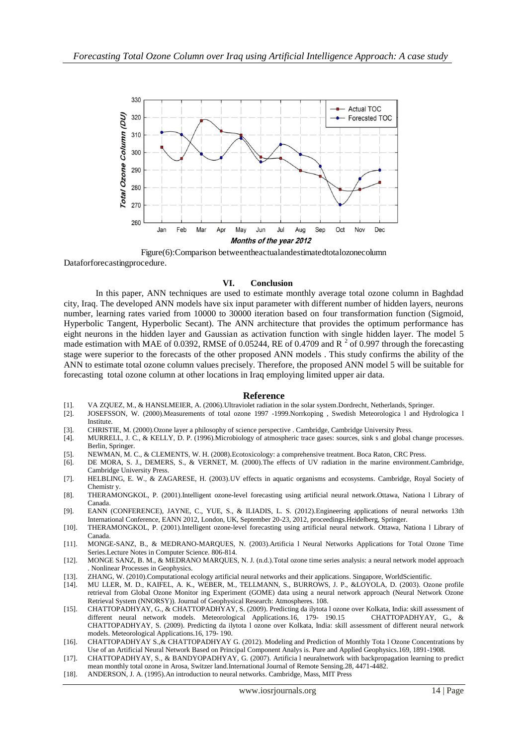Figure(6):Comparison betweentheactualandestimatedtotalozonecolumn Dataforforecastingprocedure.

## VI. Conclusion

In this paper, ANN techniques are used to estimate monthly average total ozone column in Baghdad city, Iraq. The developed ANN models have six input parameter with different number of hidden layers, neurons number, learning rates varied from 10000 to 30000 iteration based on four transformation function (Sigmoid, Hyperbolic Tangent, Hyperbolic Secant). The ANN architecture that provides the optimum performance has eight neurons in the hidden layer and Gaussian as activation function with single hidden layer. The model 5 made estimation with MAE of 0.0392, RMSE of 0.05244, RE of 0.4709 and $R^2$ of 0.997 through the forecasting stage were superior to the forecasts of the other proposed ANN models . This study confirms the ability of the ANN to estimate total ozone column values precisely. Therefore, the proposed ANN model 5 will be suitable for forecasting total ozone column at other locations in Iraq employing limited upper air data.

## Reference

[1]. VA ZQUEZ, M., & HANSLMEIER, A. (2006).Ultraviolet radiation in the solar system.Dordrecht, Netherlands, Springer.

[2]. JOSEFSSON, W. (2000).Measurements of total ozone 1997 -1999.Norrkoping , Swedish Meteorologica l and Hydrologica l Institute.

[3]. CHRISTIE, M. (2000).Ozone layer a philosophy of science perspective . Cambridge, Cambridge University Press.

[4]. MURRELL, J. C., & KELLY, D. P. (1996).Microbiology of atmospheric trace gases: sources, sink s and global change processes. Berlin, Springer.

[5]. NEWMAN, M. C., & CLEMENTS, W. H. (2008).Ecotoxicology: a comprehensive treatment. Boca Raton, CRC Press.

[6]. DE MORA, S. J., DEMERS, S., & VERNET, M. (2000).The effects of UV radiation in the marine environment.Cambridge, Cambridge University Press.

[7]. HELBLING, E. W., & ZAGARESE, H. (2003).UV effects in aquatic organisms and ecosystems. Cambridge, Royal Society of Chemistr y.

[8]. THERAMONGKOL, P. (2001).Intelligent ozone-level forecasting using artificial neural network.Ottawa, Nationa l Library of Canada.

[9]. EANN (CONFERENCE), JAYNE, C., YUE, S., & ILIADIS, L. S. (2012).Engineering applications of neural networks 13th International Conference, EANN 2012, London, UK, September 20-23, 2012, proceedings.Heidelberg, Springer.

[10]. THERAMONGKOL, P. (2001).Intelligent ozone-level forecasting using artificial neural network. Ottawa, Nationa l Library of Canada.

[11]. MONGE-SANZ, B., & MEDRANO-MARQUES, N. (2003).Artificia l Neural Networks Applications for Total Ozone Time Series.Lecture Notes in Computer Science. 806-814.

[12]. MONGE SANZ, B. M., & MEDRANO MARQUES, N. J. (n.d.).Total ozone time series analysis: a neural network model approach . Nonlinear Processes in Geophysics.

[13]. ZHANG, W. (2010).Computational ecology artificial neural networks and their applications. Singapore, WorldScientific.

[14]. MU LLER, M. D., KAIFEL, A. K., WEBER, M., TELLMANN, S., BURROWS, J. P., &LOYOLA, D. (2003). Ozone profile retrieval from Global Ozone Monitor ing Experiment (GOME) data using a neural network approach (Neural Network Ozone Retrieval System (NNORSY)). Journal of Geophysical Research: Atmospheres. 108.

[15]. CHATTOPADHYAY, G., & CHATTOPADHYAY, S. (2009). Predicting da ilytota l ozone over Kolkata, India: skill assessment of different neural network models. Meteorological Applications.16, 179- 190.15 CHATTOPADHYAY, G., & CHATTOPADHYAY, S. (2009). Predicting da ilytota l ozone over Kolkata, India: skill assessment of different neural network models. Meteorological Applications.16, 179- 190.

[16]. CHATTOPADHYAY S.,& CHATTOPADHYAY G. (2012). Modeling and Prediction of Monthly Tota l Ozone Concentrations by Use of an Artificial Neural Network Based on Principal Component Analys is. Pure and Applied Geophysics.169, 1891-1908.

[17]. CHATTOPADHYAY, S., & BANDYOPADHYAY, G. (2007). Artificia l neuralnetwork with backpropagation learning to predict mean monthly total ozone in Arosa, Switzer land.International Journal of Remote Sensing.28, 4471-4482.

[18]. ANDERSON, J. A. (1995).An introduction to neural networks. Cambridge, Mass, MIT Press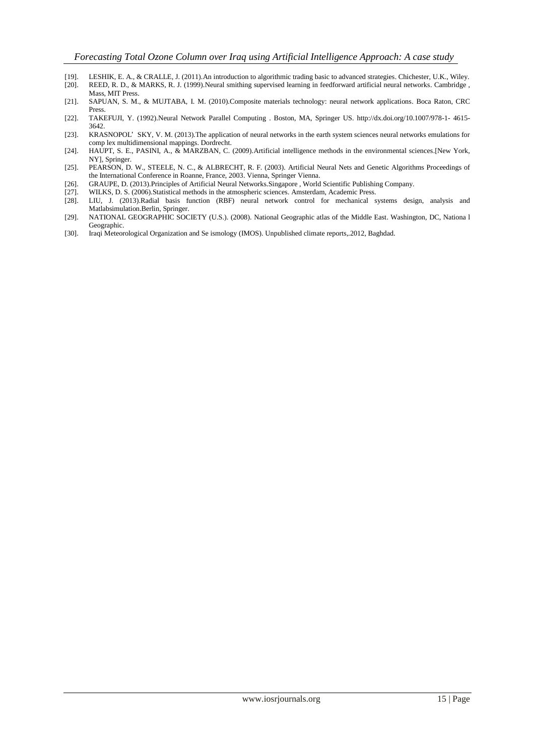[19]. LESHIK, E. A., & CRALLE, J. (2011).An introduction to algorithmic trading basic to advanced strategies. Chichester, U.K., Wiley.

[20]. REED, R. D., & MARKS, R. J. (1999).Neural smithing supervised learning in feedforward artificial neural networks. Cambridge , Mass, MIT Press.

[21]. SAPUAN, S. M., & MUJTABA, I. M. (2010).Composite materials technology: neural network applications. Boca Raton, CRC Press.

[22]. TAKEFUJI, Y. (1992).Neural Network Parallel Computing . Boston, MA, Springer US. http://dx.doi.org/10.1007/978-1- 4615-3642.

[23]. KRASNOPOL' SKY, V. M. (2013).The application of neural networks in the earth system sciences neural networks emulations for comp lex multidimensional mappings. Dordrecht.

[24]. HAUPT, S. E., PASINI, A., & MARZBAN, C. (2009).Artificial intelligence methods in the environmental sciences.[New York, NY], Springer.

[25]. PEARSON, D. W., STEELE, N. C., & ALBRECHT, R. F. (2003). Artificial Neural Nets and Genetic Algorithms Proceedings of the International Conference in Roanne, France, 2003. Vienna, Springer Vienna.

[26]. GRAUPE, D. (2013).Principles of Artificial Neural Networks.Singapore , World Scientific Publishing Company.

[27]. WILKS, D. S. (2006).Statistical methods in the atmospheric sciences. Amsterdam, Academic Press.

[28]. LIU, J. (2013).Radial basis function (RBF) neural network control for mechanical systems design, analysis and Matlabsimulation.Berlin, Springer.

[29]. NATIONAL GEOGRAPHIC SOCIETY (U.S.). (2008). National Geographic atlas of the Middle East. Washington, DC, Nationa l Geographic.

[30]. Iraqi Meteorological Organization and Se ismology (IMOS). Unpublished climate reports,.2012, Baghdad.